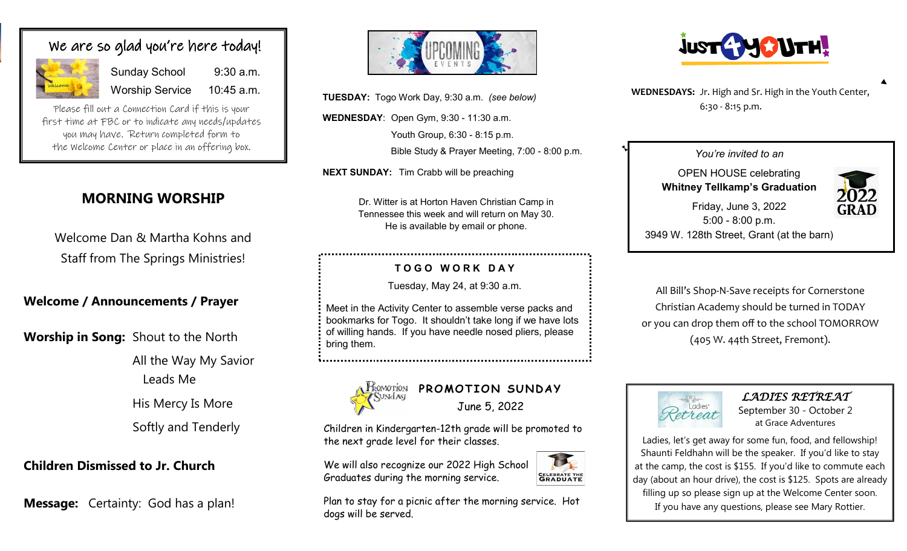## We are so glad you're here today!

| | |
|---|---|
| Sunday School | 9:30 a.m. |
| Worship Service | 10:45 a.m. |

Please fill out a Connection Card if this is your first time at FBC or to indicate any needs/updates you may have. Return completed form to the Welcome Center or place in an offering box.

## MORNING WORSHIP

Welcome Dan & Martha Kohns and Staff from The Springs Ministries!

**Welcome / Announcements / Prayer**

**Worship in Song:** Shout to the North

All the Way My Savior Leads Me

His Mercy Is More

Softly and Tenderly

**Children Dismissed to Jr. Church**

**Message:** Certainty: God has a plan!

## UPCOMING EVENTS

**TUESDAY:** Togo Work Day, 9:30 a.m. *(see below)*

**WEDNESDAY:** Open Gym, 9:30 - 11:30 a.m.
Youth Group, 6:30 - 8:15 p.m.
Bible Study & Prayer Meeting, 7:00 - 8:00 p.m.

**NEXT SUNDAY:** Tim Crabb will be preaching

Dr. Witter is at Horton Haven Christian Camp in Tennessee this week and will return on May 30. He is available by email or phone.

### TOGO WORK DAY

Tuesday, May 24, at 9:30 a.m.

Meet in the Activity Center to assemble verse packs and bookmarks for Togo. It shouldn't take long if we have lots of willing hands. If you have needle nosed pliers, please bring them.

### PROMOTION SUNDAY

June 5, 2022

Children in Kindergarten-12th grade will be promoted to the next grade level for their classes.

We will also recognize our 2022 High School Graduates during the morning service.

Plan to stay for a picnic after the morning service. Hot dogs will be served.

## JUST 4 YOUTH!

**WEDNESDAYS:** Jr. High and Sr. High in the Youth Center, 6:30 - 8:15 p.m.

*You're invited to an*

OPEN HOUSE celebrating
**Whitney Tellkamp's Graduation**

Friday, June 3, 2022
5:00 - 8:00 p.m.
3949 W. 128th Street, Grant (at the barn)

All Bill's Shop-N-Save receipts for Cornerstone Christian Academy should be turned in TODAY or you can drop them off to the school TOMORROW (405 W. 44th Street, Fremont).

### *LADIES RETREAT*

September 30 - October 2
at Grace Adventures

Ladies, let's get away for some fun, food, and fellowship! Shaunti Feldhahn will be the speaker. If you'd like to stay at the camp, the cost is $155. If you'd like to commute each day (about an hour drive), the cost is $125. Spots are already filling up so please sign up at the Welcome Center soon. If you have any questions, please see Mary Rottier.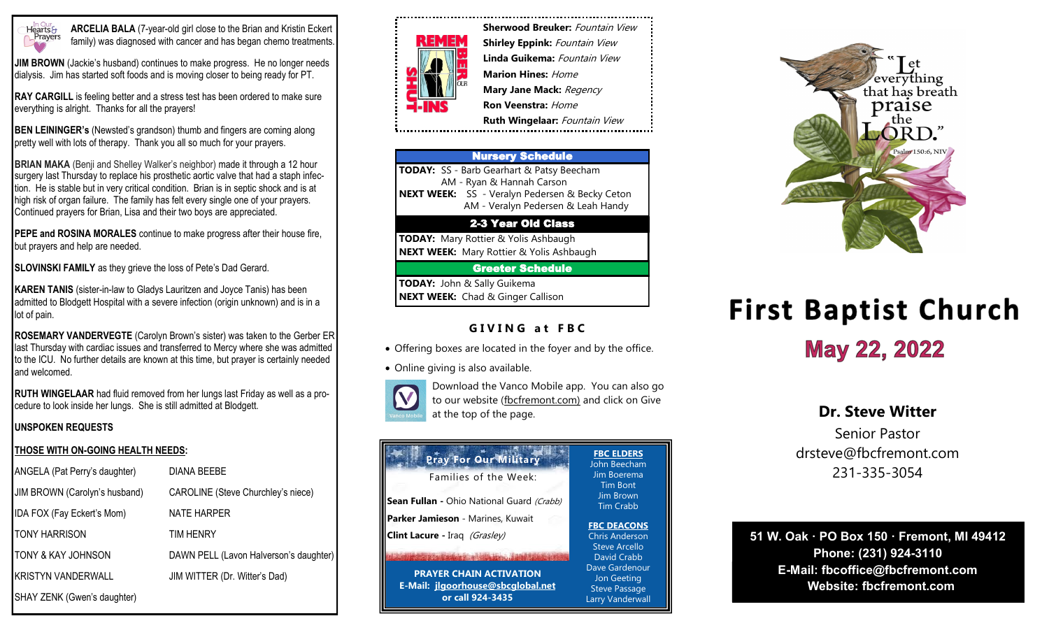In Our Hearts & Prayers

**ARCELIA BALA** (7-year-old girl close to the Brian and Kristin Eckert family) was diagnosed with cancer and has began chemo treatments.

**JIM BROWN** (Jackie's husband) continues to make progress. He no longer needs dialysis. Jim has started soft foods and is moving closer to being ready for PT.

**RAY CARGILL** is feeling better and a stress test has been ordered to make sure everything is alright. Thanks for all the prayers!

**BEN LEININGER's** (Newsted's grandson) thumb and fingers are coming along pretty well with lots of therapy. Thank you all so much for your prayers.

**BRIAN MAKA** (Benji and Shelley Walker's neighbor) made it through a 12 hour surgery last Thursday to replace his prosthetic aortic valve that had a staph infection. He is stable but in very critical condition. Brian is in septic shock and is at high risk of organ failure. The family has felt every single one of your prayers. Continued prayers for Brian, Lisa and their two boys are appreciated.

**PEPE and ROSINA MORALES** continue to make progress after their house fire, but prayers and help are needed.

**SLOVINSKI FAMILY** as they grieve the loss of Pete's Dad Gerard.

**KAREN TANIS** (sister-in-law to Gladys Lauritzen and Joyce Tanis) has been admitted to Blodgett Hospital with a severe infection (origin unknown) and is in a lot of pain.

**ROSEMARY VANDERVEGTE** (Carolyn Brown's sister) was taken to the Gerber ER last Thursday with cardiac issues and transferred to Mercy where she was admitted to the ICU. No further details are known at this time, but prayer is certainly needed and welcomed.

**RUTH WINGELAAR** had fluid removed from her lungs last Friday as well as a procedure to look inside her lungs. She is still admitted at Blodgett.

**UNSPOKEN REQUESTS**

**THOSE WITH ON-GOING HEALTH NEEDS:**

| | |
|---|---|
| ANGELA (Pat Perry's daughter) | DIANA BEEBE |
| JIM BROWN (Carolyn's husband) | CAROLINE (Steve Churchley's niece) |
| IDA FOX (Fay Eckert's Mom) | NATE HARPER |
| TONY HARRISON | TIM HENRY |
| TONY & KAY JOHNSON | DAWN PELL (Lavon Halverson's daughter) |
| KRISTYN VANDERWALL | JIM WITTER (Dr. Witter's Dad) |
| SHAY ZENK (Gwen's daughter) | |

**REMEMBER OUR SHUT-INS**

**Sherwood Breuker:** *Fountain View*
**Shirley Eppink:** *Fountain View*
**Linda Guikema:** *Fountain View*
**Marion Hines:** *Home*
**Mary Jane Mack:** *Regency*
**Ron Veenstra:** *Home*
**Ruth Wingelaar:** *Fountain View*

**Nursery Schedule**

**TODAY:** SS - Barb Gearhart & Patsy Beecham
AM - Ryan & Hannah Carson
**NEXT WEEK:** SS - Veralyn Pedersen & Becky Ceton
AM - Veralyn Pedersen & Leah Handy

**2-3 Year Old Class**

**TODAY:** Mary Rottier & Yolis Ashbaugh
**NEXT WEEK:** Mary Rottier & Yolis Ashbaugh

**Greeter Schedule**

**TODAY:** John & Sally Guikema
**NEXT WEEK:** Chad & Ginger Callison

**GIVING at FBC**

- Offering boxes are located in the foyer and by the office.
- Online giving is also available.

Download the Vanco Mobile app. You can also go to our website (fbcfremont.com) and click on Give at the top of the page.

**Pray For Our Military**

Families of the Week:

**Sean Fullan -** Ohio National Guard *(Crabb)*
**Parker Jamieson** - Marines, Kuwait
**Clint Lacure -** Iraq *(Grasley)*

**PRAYER CHAIN ACTIVATION**
**E-Mail: jlgoorhouse@sbcglobal.net**
**or call 924-3435**

**FBC ELDERS**
John Beecham
Jim Boerema
Tim Bont
Jim Brown
Tim Crabb

**FBC DEACONS**
Chris Anderson
Steve Arcello
David Crabb
Dave Gardenour
Jon Geeting
Steve Passage
Larry Vanderwall

"Let everything that has breath praise the LORD." Psalm 150:6, NIV

# First Baptist Church

## May 22, 2022

**Dr. Steve Witter**
Senior Pastor
drsteve@fbcfremont.com
231-335-3054

**51 W. Oak · PO Box 150 · Fremont, MI 49412**
**Phone: (231) 924-3110**
**E-Mail: fbcoffice@fbcfremont.com**
**Website: fbcfremont.com**